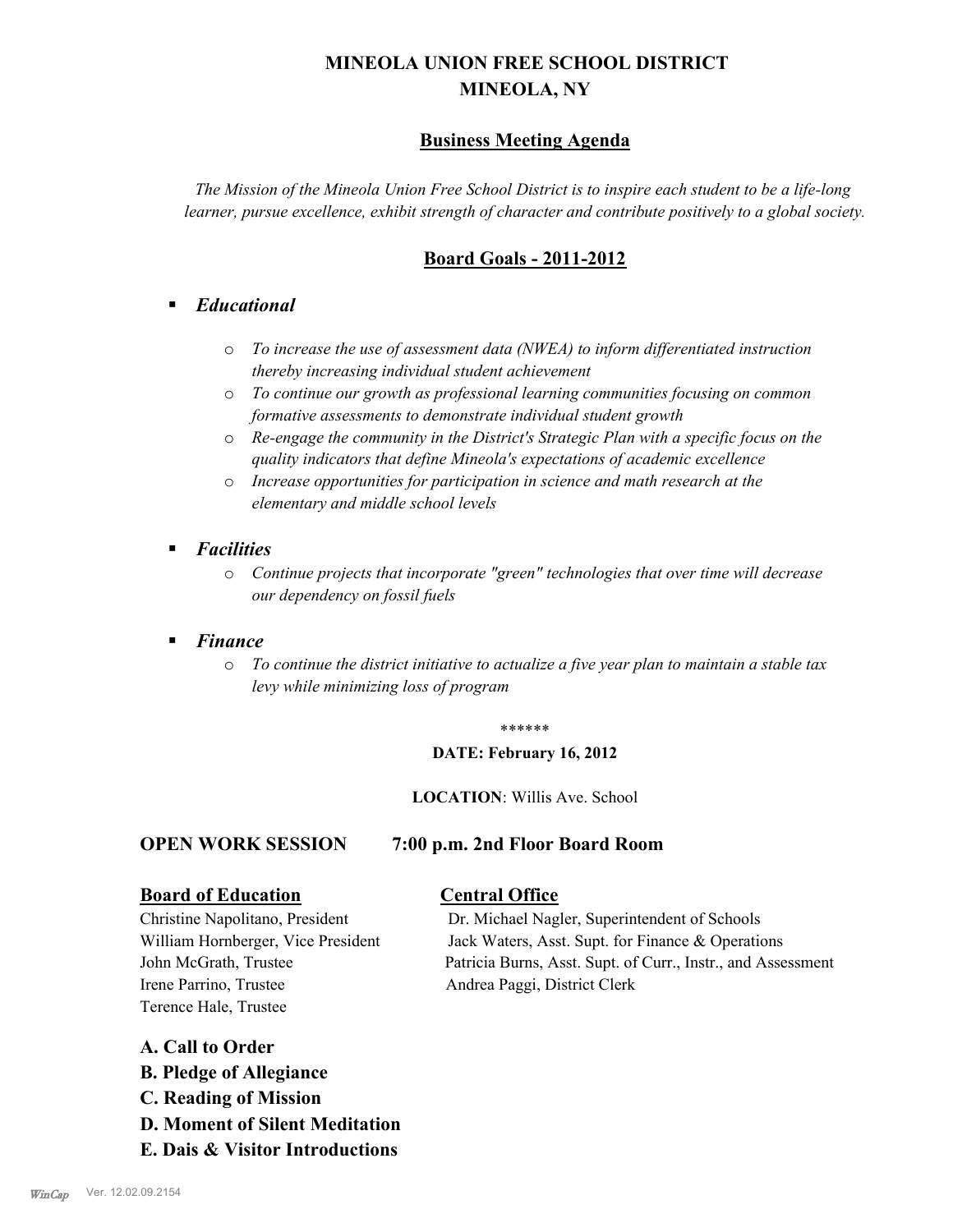# MINEOLA UNION FREE SCHOOL DISTRICT
# MINEOLA, NY

## Business Meeting Agenda

*The Mission of the Mineola Union Free School District is to inspire each student to be a life-long learner, pursue excellence, exhibit strength of character and contribute positively to a global society.*

## Board Goals - 2011-2012

- ***Educational***
  - *To increase the use of assessment data (NWEA) to inform differentiated instruction thereby increasing individual student achievement*
  - *To continue our growth as professional learning communities focusing on common formative assessments to demonstrate individual student growth*
  - *Re-engage the community in the District's Strategic Plan with a specific focus on the quality indicators that define Mineola's expectations of academic excellence*
  - *Increase opportunities for participation in science and math research at the elementary and middle school levels*
- ***Facilities***
  - *Continue projects that incorporate "green" technologies that over time will decrease our dependency on fossil fuels*
- ***Finance***
  - *To continue the district initiative to actualize a five year plan to maintain a stable tax levy while minimizing loss of program*

******

**DATE: February 16, 2012**

**LOCATION**: Willis Ave. School

**OPEN WORK SESSION 7:00 p.m. 2nd Floor Board Room**

**Board of Education**

Christine Napolitano, President
William Hornberger, Vice President
John McGrath, Trustee
Irene Parrino, Trustee
Terence Hale, Trustee

**Central Office**

Dr. Michael Nagler, Superintendent of Schools
Jack Waters, Asst. Supt. for Finance & Operations
Patricia Burns, Asst. Supt. of Curr., Instr., and Assessment
Andrea Paggi, District Clerk

**A. Call to Order**
**B. Pledge of Allegiance**
**C. Reading of Mission**
**D. Moment of Silent Meditation**
**E. Dais & Visitor Introductions**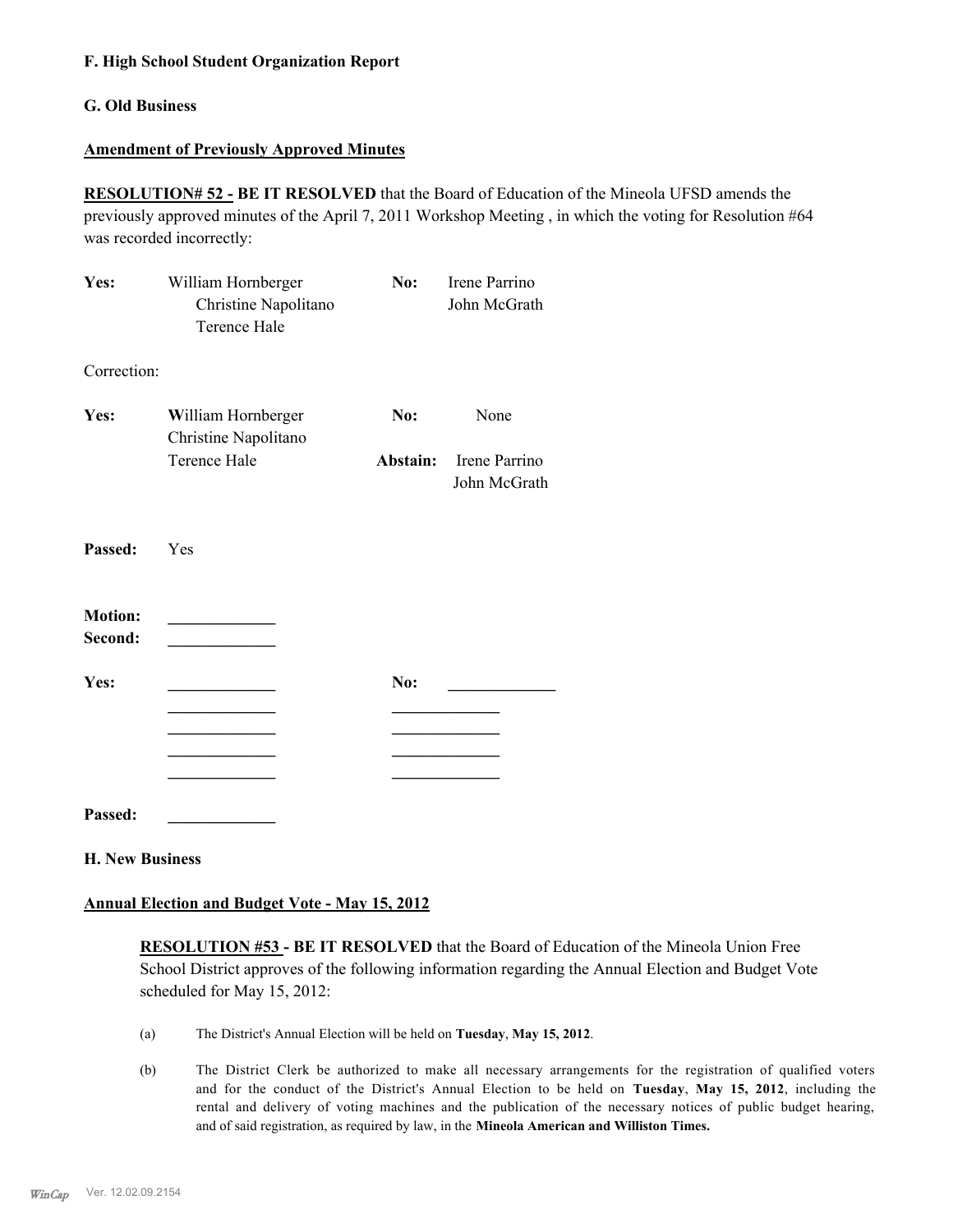**F. High School Student Organization Report**

**G. Old Business**

**Amendment of Previously Approved Minutes**

**RESOLUTION# 52 - BE IT RESOLVED** that the Board of Education of the Mineola UFSD amends the previously approved minutes of the April 7, 2011 Workshop Meeting , in which the voting for Resolution #64 was recorded incorrectly:

| | | | |
|---|---|---|---|
| **Yes:** | William Hornberger | **No:** | Irene Parrino |
| | Christine Napolitano | | John McGrath |
| | Terence Hale | | |

Correction:

| | | | |
|---|---|---|---|
| **Yes:** | **W**illiam Hornberger | **No:** | None |
| | Christine Napolitano | | |
| | Terence Hale | **Abstain:** | Irene Parrino |
| | | | John McGrath |

**Passed:** Yes

**Motion:** _____________
**Second:** _____________

| | | | |
|---|---|---|---|
| **Yes:** | _____________ | **No:** | _____________ |
| | _____________ | | _____________ |
| | _____________ | | _____________ |
| | _____________ | | _____________ |
| | _____________ | | _____________ |

**Passed:** _____________

**H. New Business**

**Annual Election and Budget Vote - May 15, 2012**

**RESOLUTION #53 - BE IT RESOLVED** that the Board of Education of the Mineola Union Free School District approves of the following information regarding the Annual Election and Budget Vote scheduled for May 15, 2012:

(a) The District's Annual Election will be held on **Tuesday**, **May 15, 2012**.

(b) The District Clerk be authorized to make all necessary arrangements for the registration of qualified voters and for the conduct of the District's Annual Election to be held on **Tuesday**, **May 15, 2012**, including the rental and delivery of voting machines and the publication of the necessary notices of public budget hearing, and of said registration, as required by law, in the **Mineola American and Williston Times.**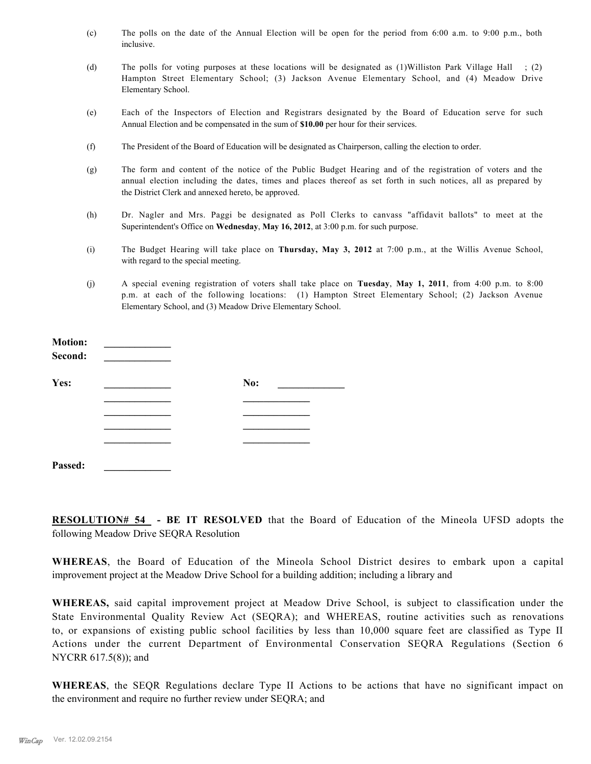(c) The polls on the date of the Annual Election will be open for the period from 6:00 a.m. to 9:00 p.m., both inclusive.

(d) The polls for voting purposes at these locations will be designated as (1)Williston Park Village Hall ; (2) Hampton Street Elementary School; (3) Jackson Avenue Elementary School, and (4) Meadow Drive Elementary School.

(e) Each of the Inspectors of Election and Registrars designated by the Board of Education serve for such Annual Election and be compensated in the sum of **$10.00** per hour for their services.

(f) The President of the Board of Education will be designated as Chairperson, calling the election to order.

(g) The form and content of the notice of the Public Budget Hearing and of the registration of voters and the annual election including the dates, times and places thereof as set forth in such notices, all as prepared by the District Clerk and annexed hereto, be approved.

(h) Dr. Nagler and Mrs. Paggi be designated as Poll Clerks to canvass "affidavit ballots" to meet at the Superintendent's Office on **Wednesday**, **May 16, 2012**, at 3:00 p.m. for such purpose.

(i) The Budget Hearing will take place on **Thursday, May 3, 2012** at 7:00 p.m., at the Willis Avenue School, with regard to the special meeting.

(j) A special evening registration of voters shall take place on **Tuesday**, **May 1, 2011**, from 4:00 p.m. to 8:00 p.m. at each of the following locations: (1) Hampton Street Elementary School; (2) Jackson Avenue Elementary School, and (3) Meadow Drive Elementary School.

**Motion:** _____________
**Second:** _____________

**Yes:** _____________ **No:** _____________
_____________ _____________
_____________ _____________
_____________ _____________
_____________ _____________

**Passed:** _____________

**RESOLUTION# 54 - BE IT RESOLVED** that the Board of Education of the Mineola UFSD adopts the following Meadow Drive SEQRA Resolution

**WHEREAS**, the Board of Education of the Mineola School District desires to embark upon a capital improvement project at the Meadow Drive School for a building addition; including a library and

**WHEREAS,** said capital improvement project at Meadow Drive School, is subject to classification under the State Environmental Quality Review Act (SEQRA); and WHEREAS, routine activities such as renovations to, or expansions of existing public school facilities by less than 10,000 square feet are classified as Type II Actions under the current Department of Environmental Conservation SEQRA Regulations (Section 6 NYCRR 617.5(8)); and

**WHEREAS**, the SEQR Regulations declare Type II Actions to be actions that have no significant impact on the environment and require no further review under SEQRA; and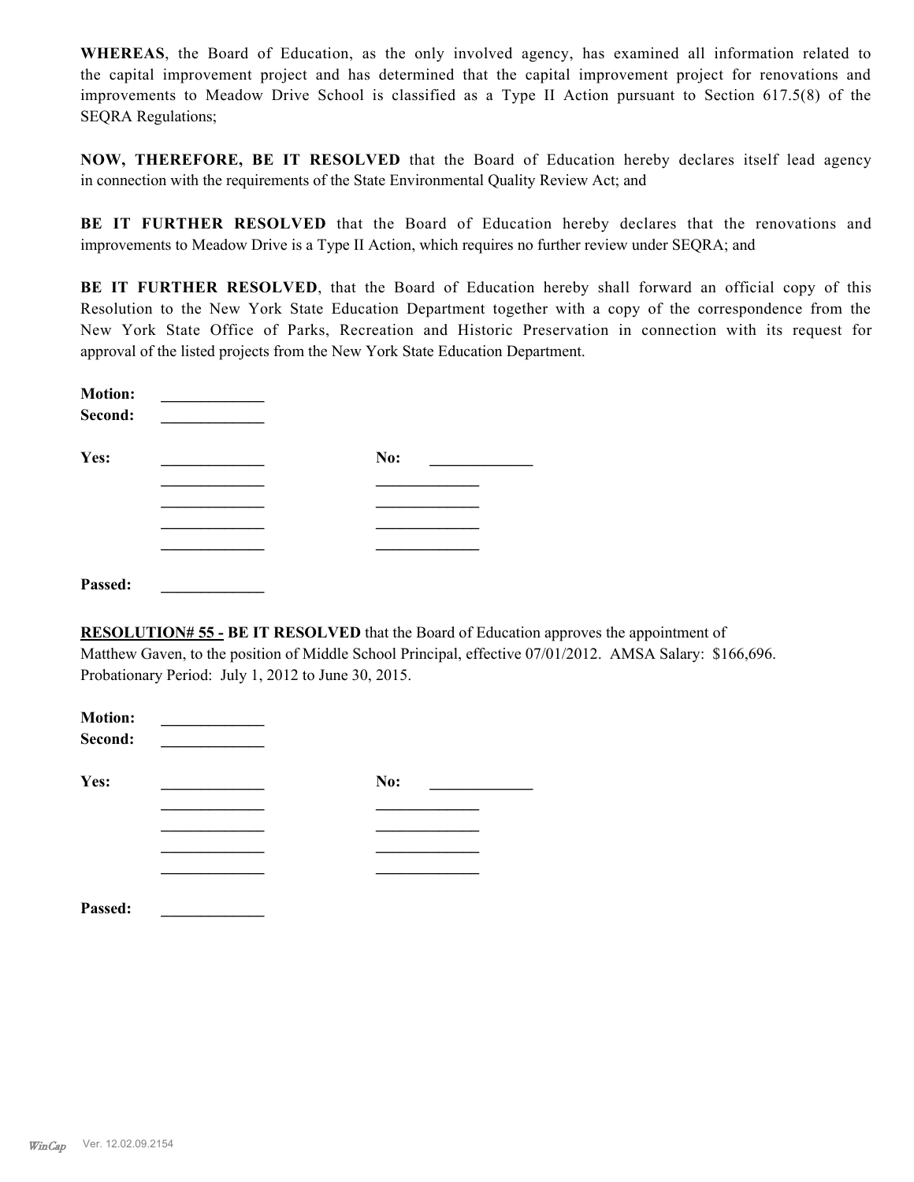**WHEREAS**, the Board of Education, as the only involved agency, has examined all information related to the capital improvement project and has determined that the capital improvement project for renovations and improvements to Meadow Drive School is classified as a Type II Action pursuant to Section 617.5(8) of the SEQRA Regulations;

**NOW, THEREFORE, BE IT RESOLVED** that the Board of Education hereby declares itself lead agency in connection with the requirements of the State Environmental Quality Review Act; and

**BE IT FURTHER RESOLVED** that the Board of Education hereby declares that the renovations and improvements to Meadow Drive is a Type II Action, which requires no further review under SEQRA; and

**BE IT FURTHER RESOLVED**, that the Board of Education hereby shall forward an official copy of this Resolution to the New York State Education Department together with a copy of the correspondence from the New York State Office of Parks, Recreation and Historic Preservation in connection with its request for approval of the listed projects from the New York State Education Department.

**Motion:** _____________
**Second:** _____________

| | | | |
|---|---|---|---|
| **Yes:** | _____________ | **No:** | _____________ |
| | _____________ | | _____________ |
| | _____________ | | _____________ |
| | _____________ | | _____________ |
| | _____________ | | _____________ |

**Passed:** _____________

**RESOLUTION# 55 - BE IT RESOLVED** that the Board of Education approves the appointment of Matthew Gaven, to the position of Middle School Principal, effective 07/01/2012. AMSA Salary: $166,696. Probationary Period: July 1, 2012 to June 30, 2015.

**Motion:** _____________
**Second:** _____________

| | | | |
|---|---|---|---|
| **Yes:** | _____________ | **No:** | _____________ |
| | _____________ | | _____________ |
| | _____________ | | _____________ |
| | _____________ | | _____________ |
| | _____________ | | _____________ |

**Passed:** _____________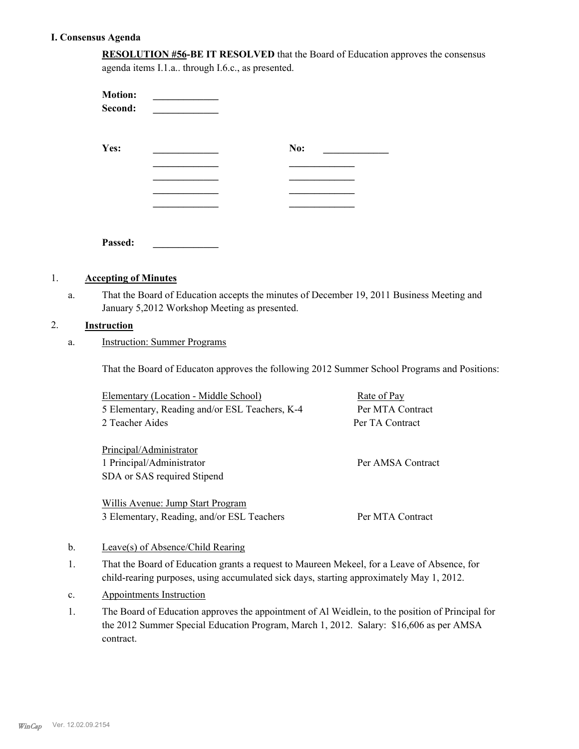### I. Consensus Agenda

**RESOLUTION #56-BE IT RESOLVED** that the Board of Education approves the consensus agenda items I.1.a.. through I.6.c., as presented.

**Motion:** _____________
**Second:** _____________

| | | | |
|---|---|---|---|
| **Yes:** | _____________ | **No:** | _____________ |
| | _____________ | | _____________ |
| | _____________ | | _____________ |
| | _____________ | | _____________ |
| | _____________ | | _____________ |

**Passed:** _____________

1. **Accepting of Minutes**

a. That the Board of Education accepts the minutes of December 19, 2011 Business Meeting and January 5,2012 Workshop Meeting as presented.

2. **Instruction**

a. Instruction: Summer Programs

That the Board of Educaton approves the following 2012 Summer School Programs and Positions:

| Elementary (Location - Middle School) | Rate of Pay |
|---|---|
| 5 Elementary, Reading and/or ESL Teachers, K-4 | Per MTA Contract |
| 2 Teacher Aides | Per TA Contract |
| **Principal/Administrator** | |
| 1 Principal/Administrator | Per AMSA Contract |
| SDA or SAS required Stipend | |
| **Willis Avenue: Jump Start Program** | |
| 3 Elementary, Reading, and/or ESL Teachers | Per MTA Contract |

b. Leave(s) of Absence/Child Rearing

1. That the Board of Education grants a request to Maureen Mekeel, for a Leave of Absence, for child-rearing purposes, using accumulated sick days, starting approximately May 1, 2012.

c. Appointments Instruction

1. The Board of Education approves the appointment of Al Weidlein, to the position of Principal for the 2012 Summer Special Education Program, March 1, 2012. Salary: $16,606 as per AMSA contract.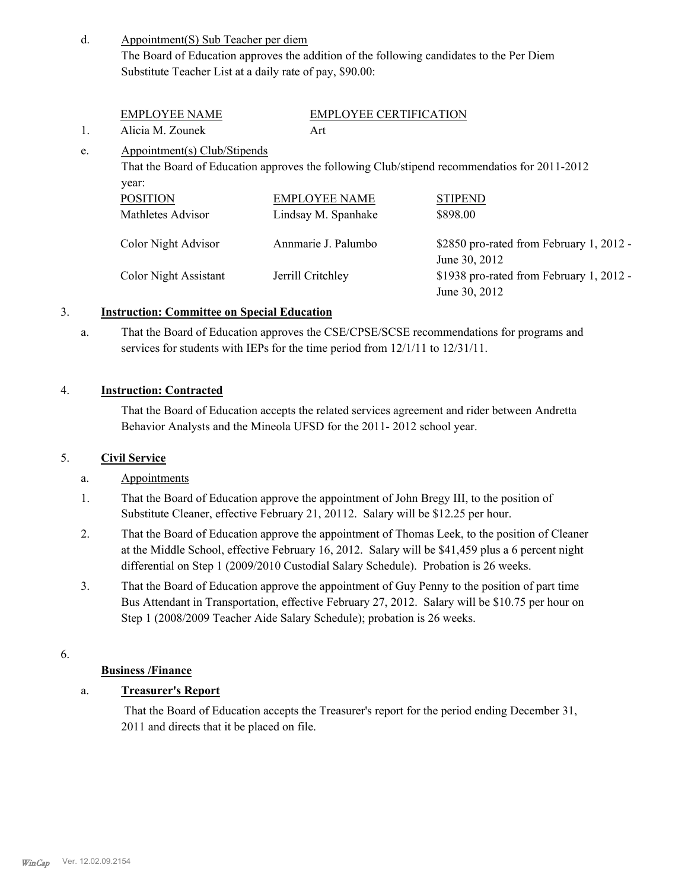d. Appointment(S) Sub Teacher per diem

The Board of Education approves the addition of the following candidates to the Per Diem Substitute Teacher List at a daily rate of pay, $90.00:

| | EMPLOYEE NAME | EMPLOYEE CERTIFICATION |
|---|---|---|
| 1. | Alicia M. Zounek | Art |

e. Appointment(s) Club/Stipends

That the Board of Education approves the following Club/stipend recommendatios for 2011-2012 year:

| POSITION | EMPLOYEE NAME | STIPEND |
|---|---|---|
| Mathletes Advisor | Lindsay M. Spanhake | $898.00 |
| Color Night Advisor | Annmarie J. Palumbo | $2850 pro-rated from February 1, 2012 - June 30, 2012 |
| Color Night Assistant | Jerrill Critchley | $1938 pro-rated from February 1, 2012 - June 30, 2012 |

## 3. Instruction: Committee on Special Education

a. That the Board of Education approves the CSE/CPSE/SCSE recommendations for programs and services for students with IEPs for the time period from 12/1/11 to 12/31/11.

## 4. Instruction: Contracted

That the Board of Education accepts the related services agreement and rider between Andretta Behavior Analysts and the Mineola UFSD for the 2011- 2012 school year.

## 5. Civil Service

a. Appointments

1. That the Board of Education approve the appointment of John Bregy III, to the position of Substitute Cleaner, effective February 21, 20112. Salary will be $12.25 per hour.
2. That the Board of Education approve the appointment of Thomas Leek, to the position of Cleaner at the Middle School, effective February 16, 2012. Salary will be $41,459 plus a 6 percent night differential on Step 1 (2009/2010 Custodial Salary Schedule). Probation is 26 weeks.
3. That the Board of Education approve the appointment of Guy Penny to the position of part time Bus Attendant in Transportation, effective February 27, 2012. Salary will be $10.75 per hour on Step 1 (2008/2009 Teacher Aide Salary Schedule); probation is 26 weeks.

## 6. Business /Finance

a. **Treasurer's Report**

That the Board of Education accepts the Treasurer's report for the period ending December 31, 2011 and directs that it be placed on file.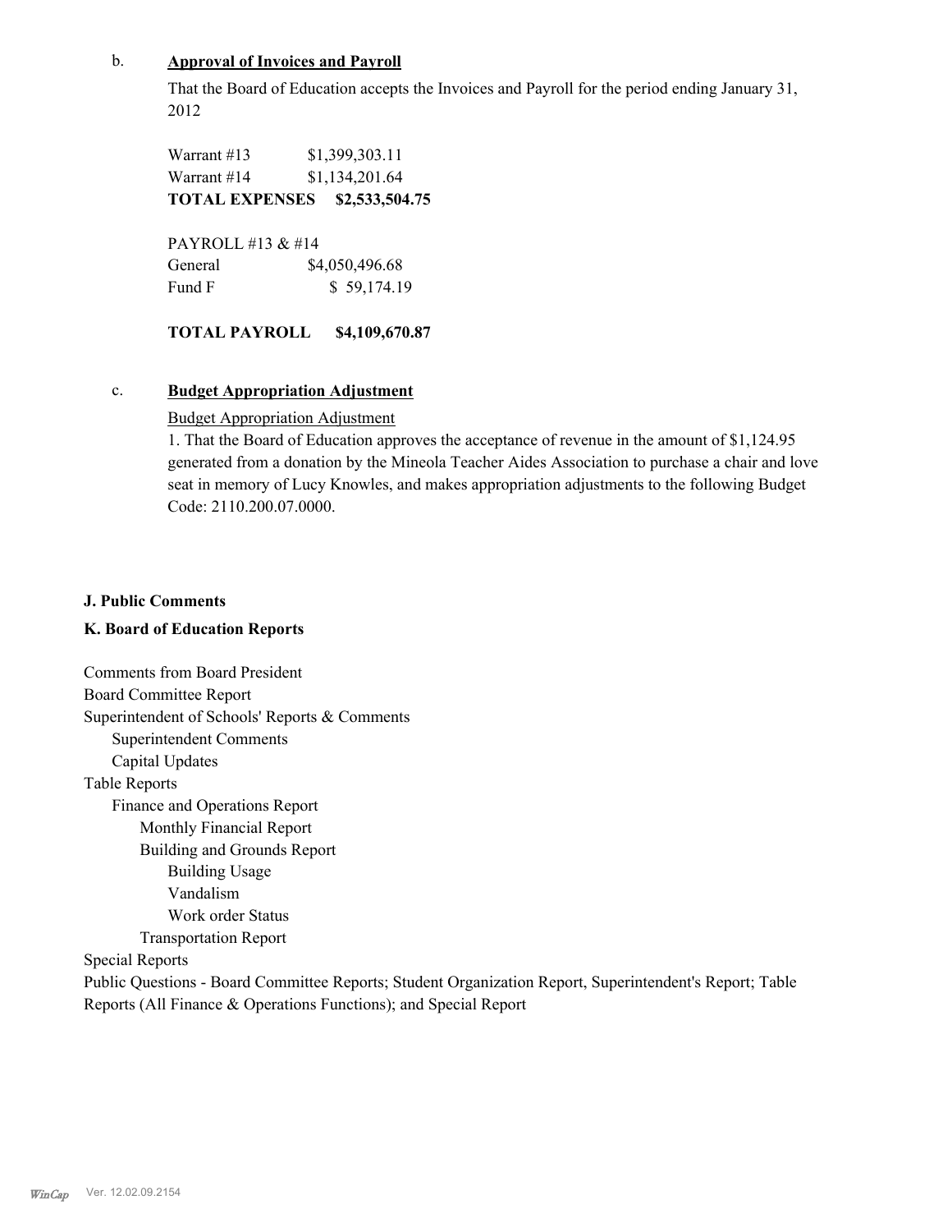b. **Approval of Invoices and Payroll**

That the Board of Education accepts the Invoices and Payroll for the period ending January 31, 2012

| | |
|---|---|
| Warrant #13 | $1,399,303.11 |
| Warrant #14 | $1,134,201.64 |
| **TOTAL EXPENSES** | **$2,533,504.75** |

| | |
|---|---|
| PAYROLL #13 & #14 | |
| General | $4,050,496.68 |
| Fund F | $ 59,174.19 |
| **TOTAL PAYROLL** | **$4,109,670.87** |

c. **Budget Appropriation Adjustment**

Budget Appropriation Adjustment

1. That the Board of Education approves the acceptance of revenue in the amount of $1,124.95 generated from a donation by the Mineola Teacher Aides Association to purchase a chair and love seat in memory of Lucy Knowles, and makes appropriation adjustments to the following Budget Code: 2110.200.07.0000.

**J. Public Comments**

**K. Board of Education Reports**

Comments from Board President
Board Committee Report
Superintendent of Schools' Reports & Comments
- Superintendent Comments
- Capital Updates

Table Reports
- Finance and Operations Report
  - Monthly Financial Report
  - Building and Grounds Report
    - Building Usage
    - Vandalism
    - Work order Status
  - Transportation Report

Special Reports
Public Questions - Board Committee Reports; Student Organization Report, Superintendent's Report; Table Reports (All Finance & Operations Functions); and Special Report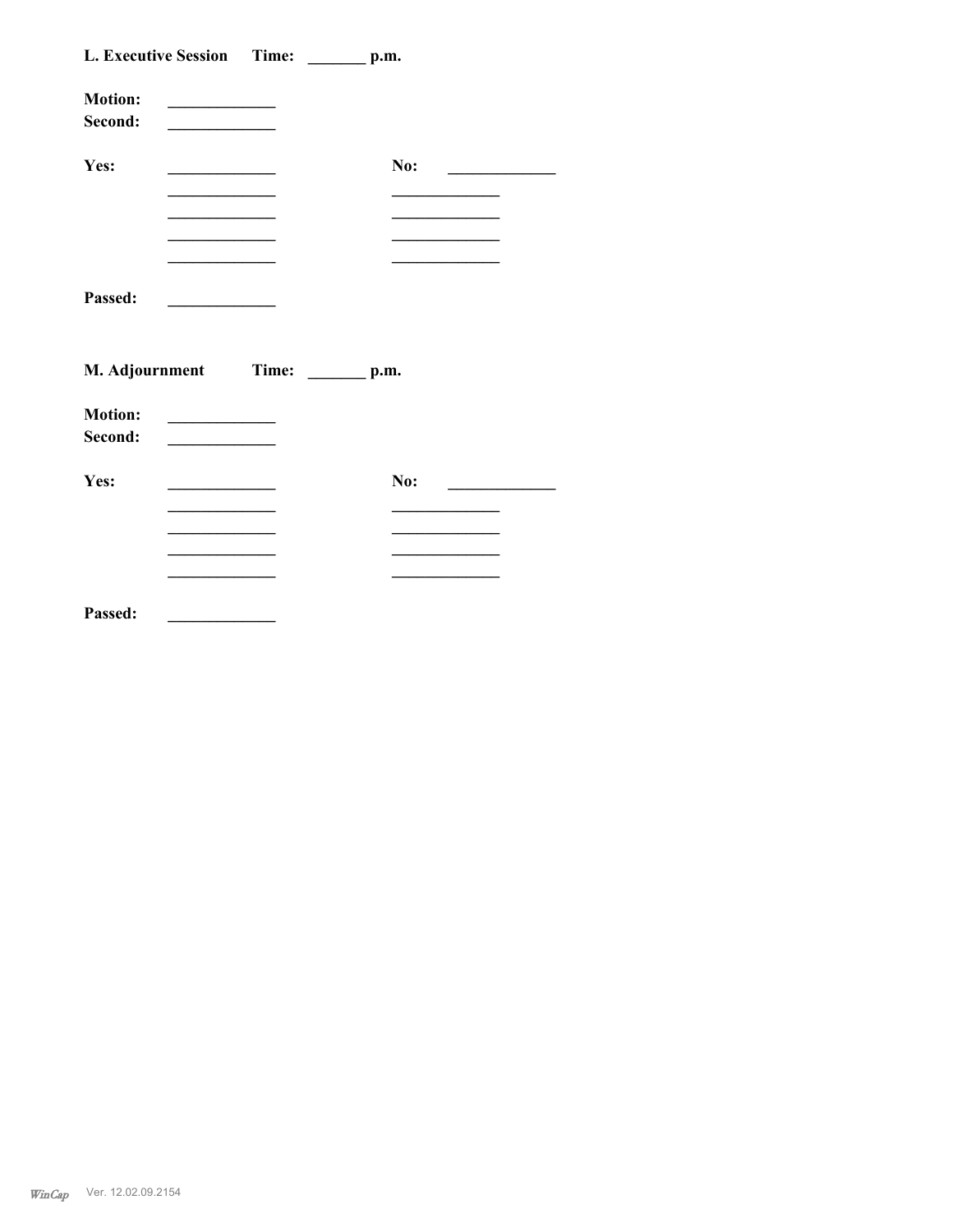**L. Executive Session Time: _______ p.m.**

**Motion:** _____________
**Second:** _____________

| | | | |
|---|---|---|---|
| **Yes:** | _____________ | **No:** | _____________ |
| | _____________ | | _____________ |
| | _____________ | | _____________ |
| | _____________ | | _____________ |
| | _____________ | | _____________ |

**Passed:** _____________

**M. Adjournment Time: _______ p.m.**

**Motion:** _____________
**Second:** _____________

| | | | |
|---|---|---|---|
| **Yes:** | _____________ | **No:** | _____________ |
| | _____________ | | _____________ |
| | _____________ | | _____________ |
| | _____________ | | _____________ |
| | _____________ | | _____________ |

**Passed:** _____________

*WinCap* Ver. 12.02.09.2154